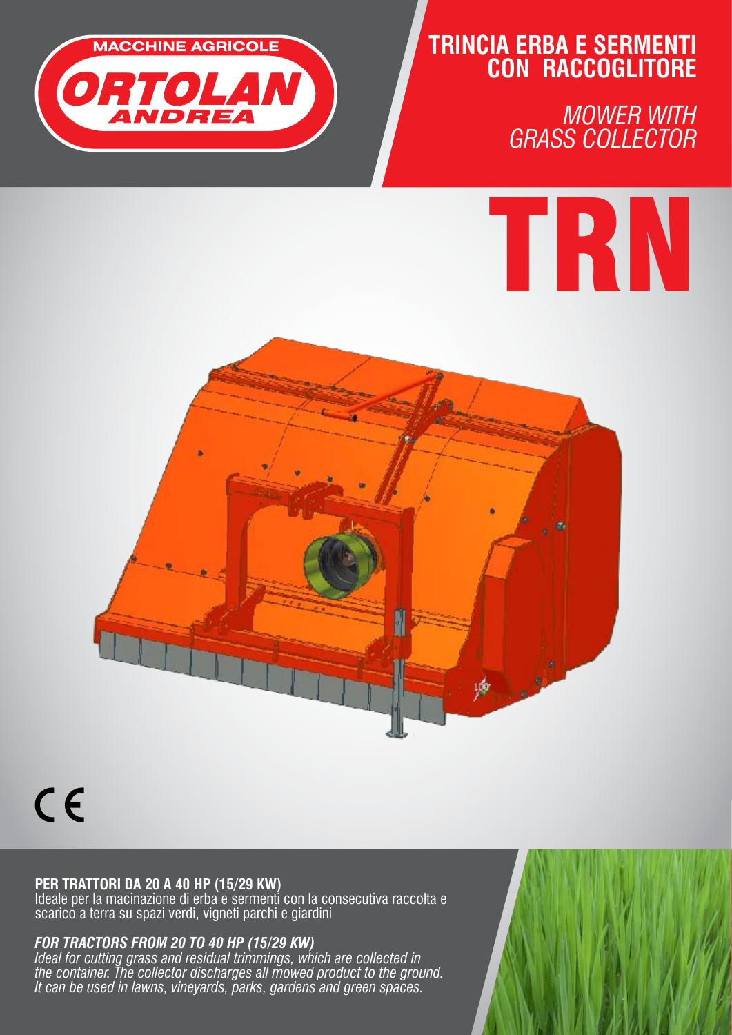MACCHINE AGRICOLE

ORTOLAN ANDREA

# TRINCIA ERBA E SERMENTI CON RACCOGLITORE

*MOWER WITH GRASS COLLECTOR*

# TRN

CE

**PER TRATTORI DA 20 A 40 HP (15/29 KW)**
Ideale per la macinazione di erba e sermenti con la consecutiva raccolta e scarico a terra su spazi verdi, vigneti parchi e giardini

***FOR TRACTORS FROM 20 TO 40 HP (15/29 KW)***
*Ideal for cutting grass and residual trimmings, which are collected in the container. The collector discharges all mowed product to the ground. It can be used in lawns, vineyards, parks, gardens and green spaces.*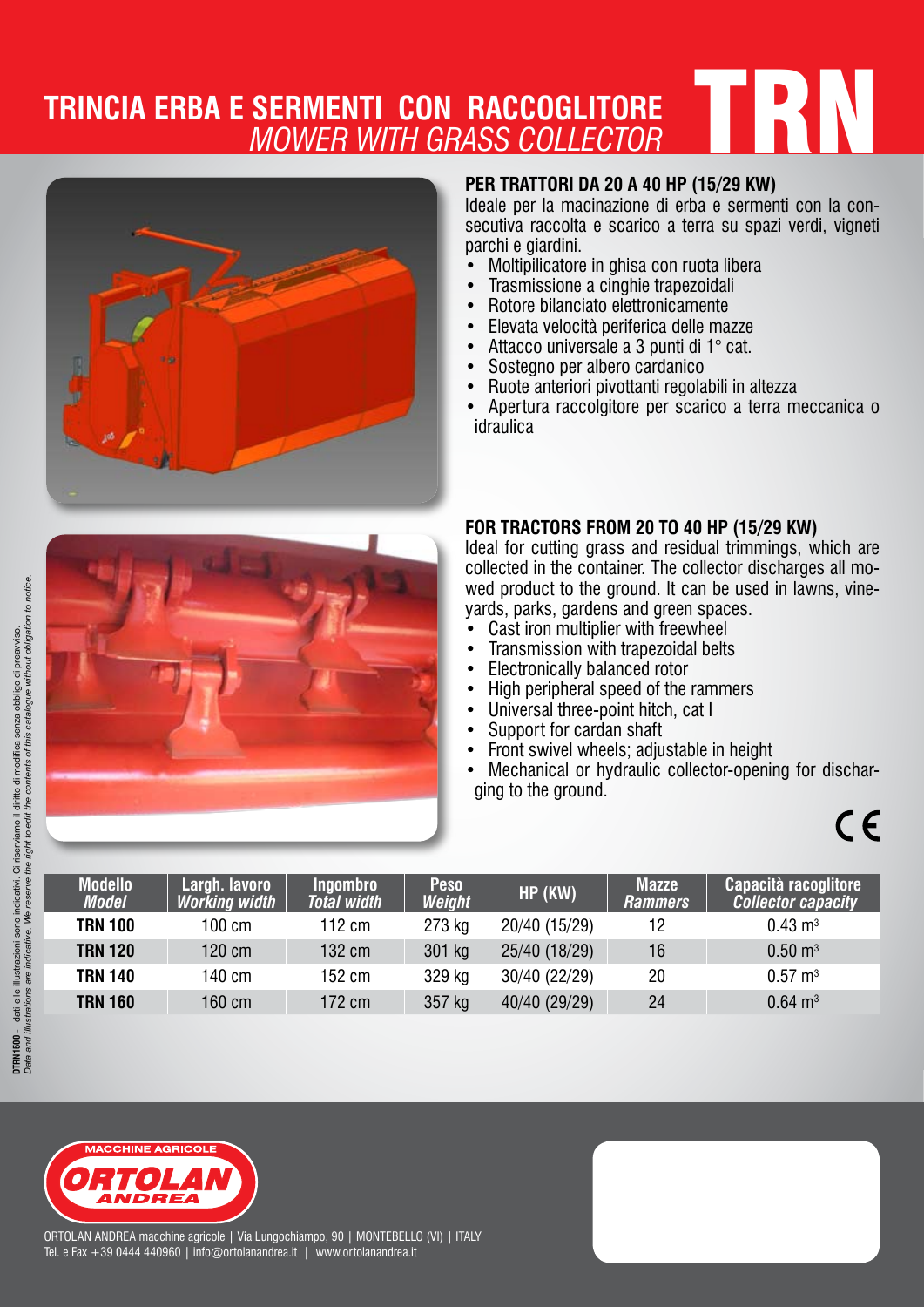# TRINCIA ERBA E SERMENTI CON RACCOGLITORE *MOWER WITH GRASS COLLECTOR* TRN

### PER TRATTORI DA 20 A 40 HP (15/29 KW)

Ideale per la macinazione di erba e sermenti con la consecutiva raccolta e scarico a terra su spazi verdi, vigneti parchi e giardini.

- Moltipilicatore in ghisa con ruota libera
- Trasmissione a cinghie trapezoidali
- Rotore bilanciato elettronicamente
- Elevata velocità periferica delle mazze
- Attacco universale a 3 punti di 1° cat.
- Sostegno per albero cardanico
- Ruote anteriori pivottanti regolabili in altezza
- Apertura raccolgitore per scarico a terra meccanica o idraulica

### FOR TRACTORS FROM 20 TO 40 HP (15/29 KW)

Ideal for cutting grass and residual trimmings, which are collected in the container. The collector discharges all mowed product to the ground. It can be used in lawns, vineyards, parks, gardens and green spaces.

- Cast iron multiplier with freewheel
- Transmission with trapezoidal belts
- Electronically balanced rotor
- High peripheral speed of the rammers
- Universal three-point hitch, cat I
- Support for cardan shaft
- Front swivel wheels; adjustable in height
- Mechanical or hydraulic collector-opening for discharging to the ground.

CE

| Modello *Model* | Largh. lavoro *Working width* | Ingombro *Total width* | Peso *Weight* | HP (KW) | Mazze *Rammers* | Capacità racoglitore *Collector capacity* |
|---|---|---|---|---|---|---|
| **TRN 100** | 100 cm | 112 cm | 273 kg | 20/40 (15/29) | 12 | 0.43 m$^3$ |
| **TRN 120** | 120 cm | 132 cm | 301 kg | 25/40 (18/29) | 16 | 0.50 m$^3$ |
| **TRN 140** | 140 cm | 152 cm | 329 kg | 30/40 (22/29) | 20 | 0.57 m$^3$ |
| **TRN 160** | 160 cm | 172 cm | 357 kg | 40/40 (29/29) | 24 | 0.64 m$^3$ |

**DTRN1500** - I dati e le illustrazioni sono indicativi. Ci riserviamo il diritto di modifica senza obbligo di preavviso.
*Data and illustrations are indicative. We reserve the right to edit the contents of this catalogue without obligation to notice.*

MACCHINE AGRICOLE ORTOLAN ANDREA

ORTOLAN ANDREA macchine agricole | Via Lungochiampo, 90 | MONTEBELLO (VI) | ITALY
Tel. e Fax +39 0444 440960 | info@ortolanandrea.it | www.ortolanandrea.it